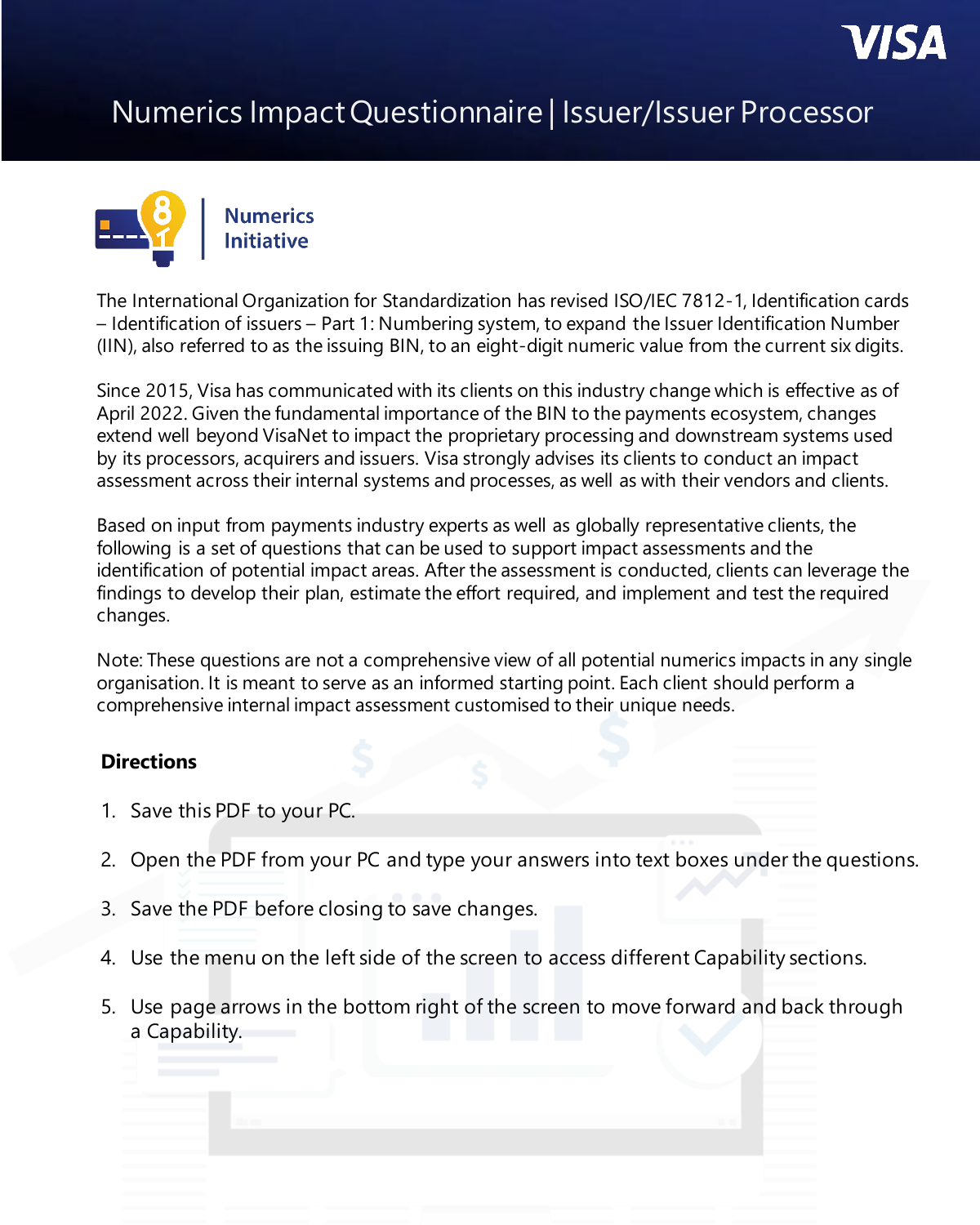# Numerics Impact Questionnaire | Issuer/Issuer Processor

**Numerics Initiative**

The International Organization for Standardization has revised ISO/IEC 7812-1, Identification cards – Identification of issuers – Part 1: Numbering system, to expand the Issuer Identification Number (IIN), also referred to as the issuing BIN, to an eight-digit numeric value from the current six digits.

Since 2015, Visa has communicated with its clients on this industry change which is effective as of April 2022. Given the fundamental importance of the BIN to the payments ecosystem, changes extend well beyond VisaNet to impact the proprietary processing and downstream systems used by its processors, acquirers and issuers. Visa strongly advises its clients to conduct an impact assessment across their internal systems and processes, as well as with their vendors and clients.

Based on input from payments industry experts as well as globally representative clients, the following is a set of questions that can be used to support impact assessments and the identification of potential impact areas. After the assessment is conducted, clients can leverage the findings to develop their plan, estimate the effort required, and implement and test the required changes.

Note: These questions are not a comprehensive view of all potential numerics impacts in any single organisation. It is meant to serve as an informed starting point. Each client should perform a comprehensive internal impact assessment customised to their unique needs.

## Directions

1. Save this PDF to your PC.
2. Open the PDF from your PC and type your answers into text boxes under the questions.
3. Save the PDF before closing to save changes.
4. Use the menu on the left side of the screen to access different Capability sections.
5. Use page arrows in the bottom right of the screen to move forward and back through a Capability.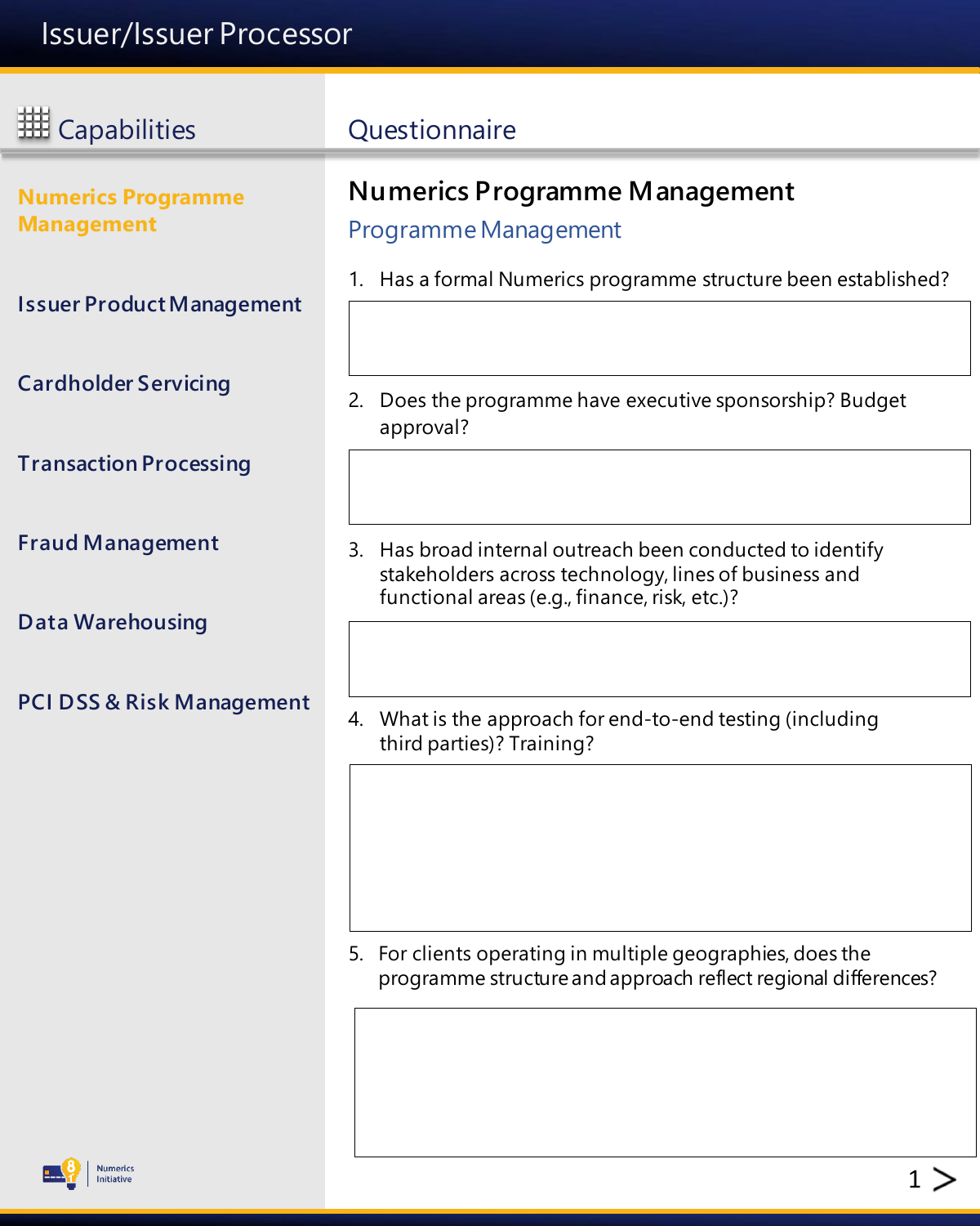# Issuer/Issuer Processor

## Capabilities

- **Numerics Programme Management**
- Issuer Product Management
- Cardholder Servicing
- Transaction Processing
- Fraud Management
- Data Warehousing
- PCI DSS & Risk Management

## Questionnaire

### Numerics Programme Management

#### Programme Management

1. Has a formal Numerics programme structure been established?

2. Does the programme have executive sponsorship? Budget approval?

3. Has broad internal outreach been conducted to identify stakeholders across technology, lines of business and functional areas (e.g., finance, risk, etc.)?

4. What is the approach for end-to-end testing (including third parties)? Training?

5. For clients operating in multiple geographies, does the programme structure and approach reflect regional differences?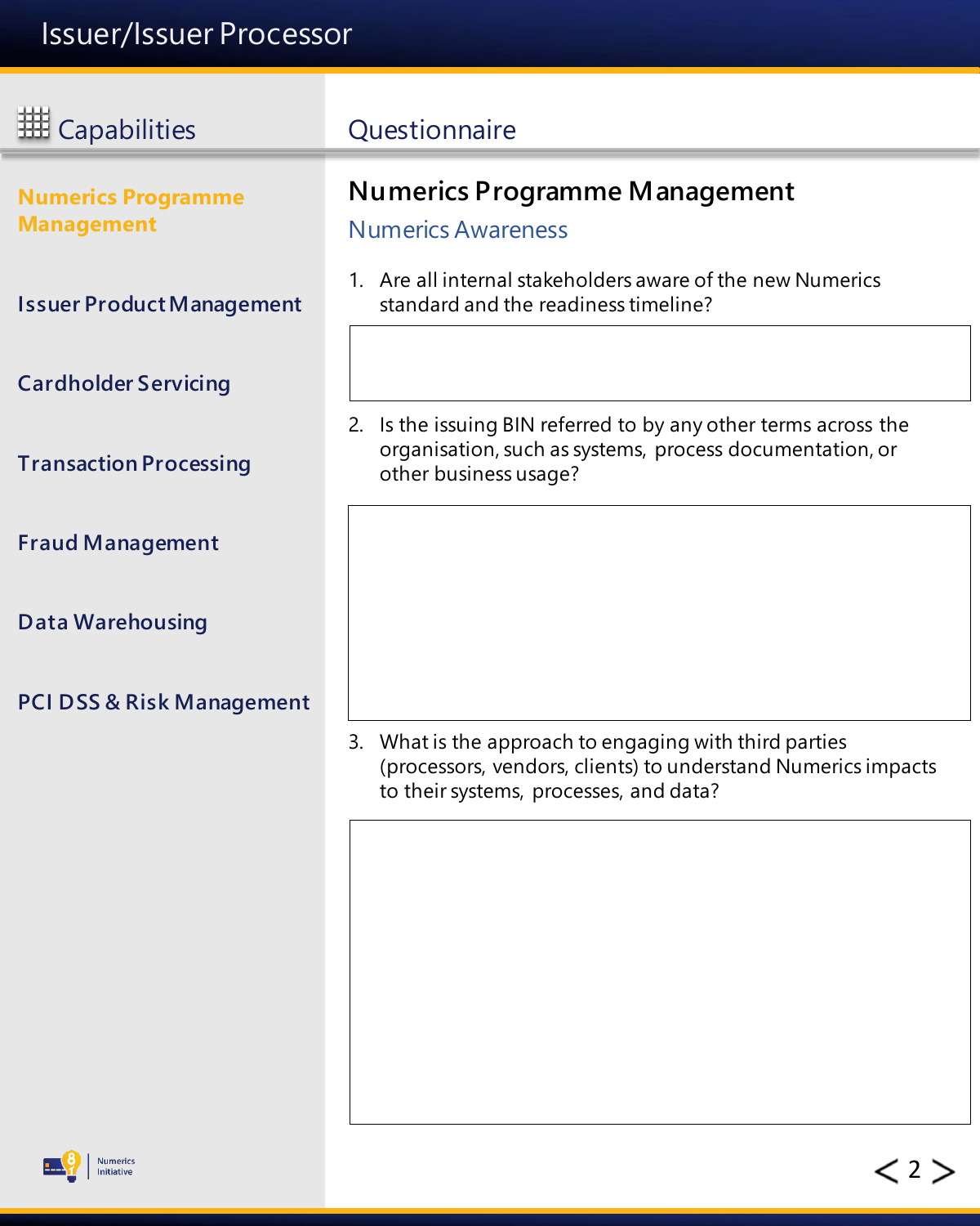# Issuer/Issuer Processor

## Capabilities

- **Numerics Programme Management**
- Issuer Product Management
- Cardholder Servicing
- Transaction Processing
- Fraud Management
- Data Warehousing
- PCI DSS & Risk Management

## Questionnaire

### Numerics Programme Management

#### Numerics Awareness

1. Are all internal stakeholders aware of the new Numerics standard and the readiness timeline?

2. Is the issuing BIN referred to by any other terms across the organisation, such as systems, process documentation, or other business usage?

3. What is the approach to engaging with third parties (processors, vendors, clients) to understand Numerics impacts to their systems, processes, and data?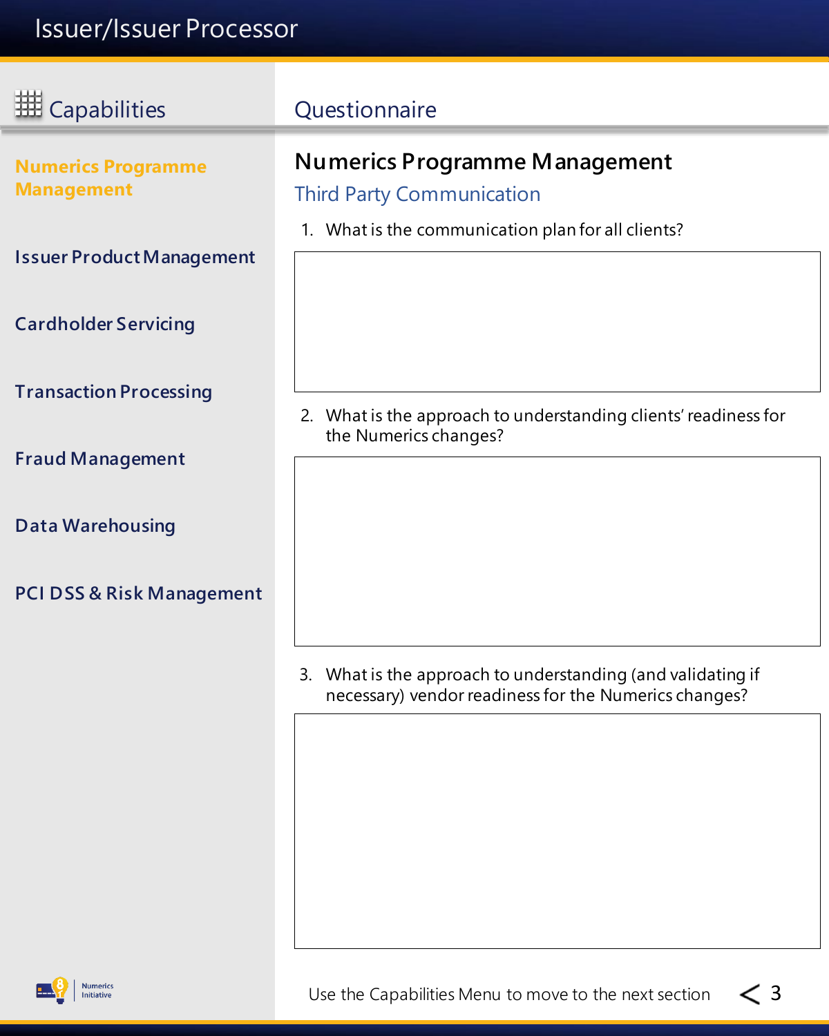# Issuer/Issuer Processor

## Capabilities

- **Numerics Programme Management**
- Issuer Product Management
- Cardholder Servicing
- Transaction Processing
- Fraud Management
- Data Warehousing
- PCI DSS & Risk Management

## Questionnaire

### Numerics Programme Management

#### Third Party Communication

1. What is the communication plan for all clients?

2. What is the approach to understanding clients' readiness for the Numerics changes?

3. What is the approach to understanding (and validating if necessary) vendor readiness for the Numerics changes?

Use the Capabilities Menu to move to the next section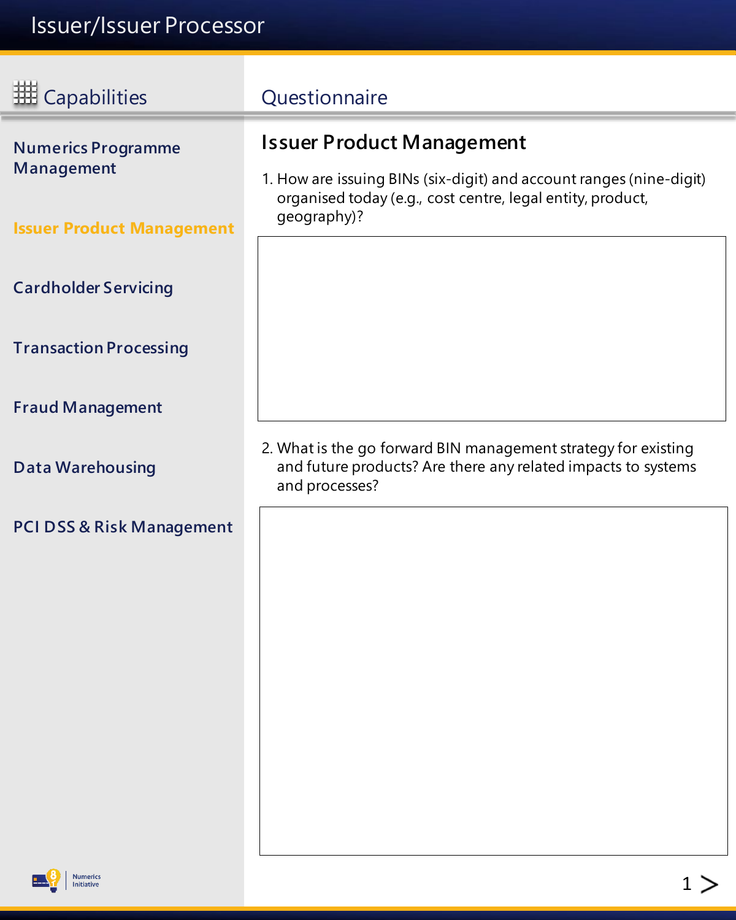# Issuer/Issuer Processor

## Capabilities

- Numerics Programme Management
- **Issuer Product Management**
- Cardholder Servicing
- Transaction Processing
- Fraud Management
- Data Warehousing
- PCI DSS & Risk Management

## Questionnaire

### Issuer Product Management

1. How are issuing BINs (six-digit) and account ranges (nine-digit) organised today (e.g., cost centre, legal entity, product, geography)?

2. What is the go forward BIN management strategy for existing and future products? Are there any related impacts to systems and processes?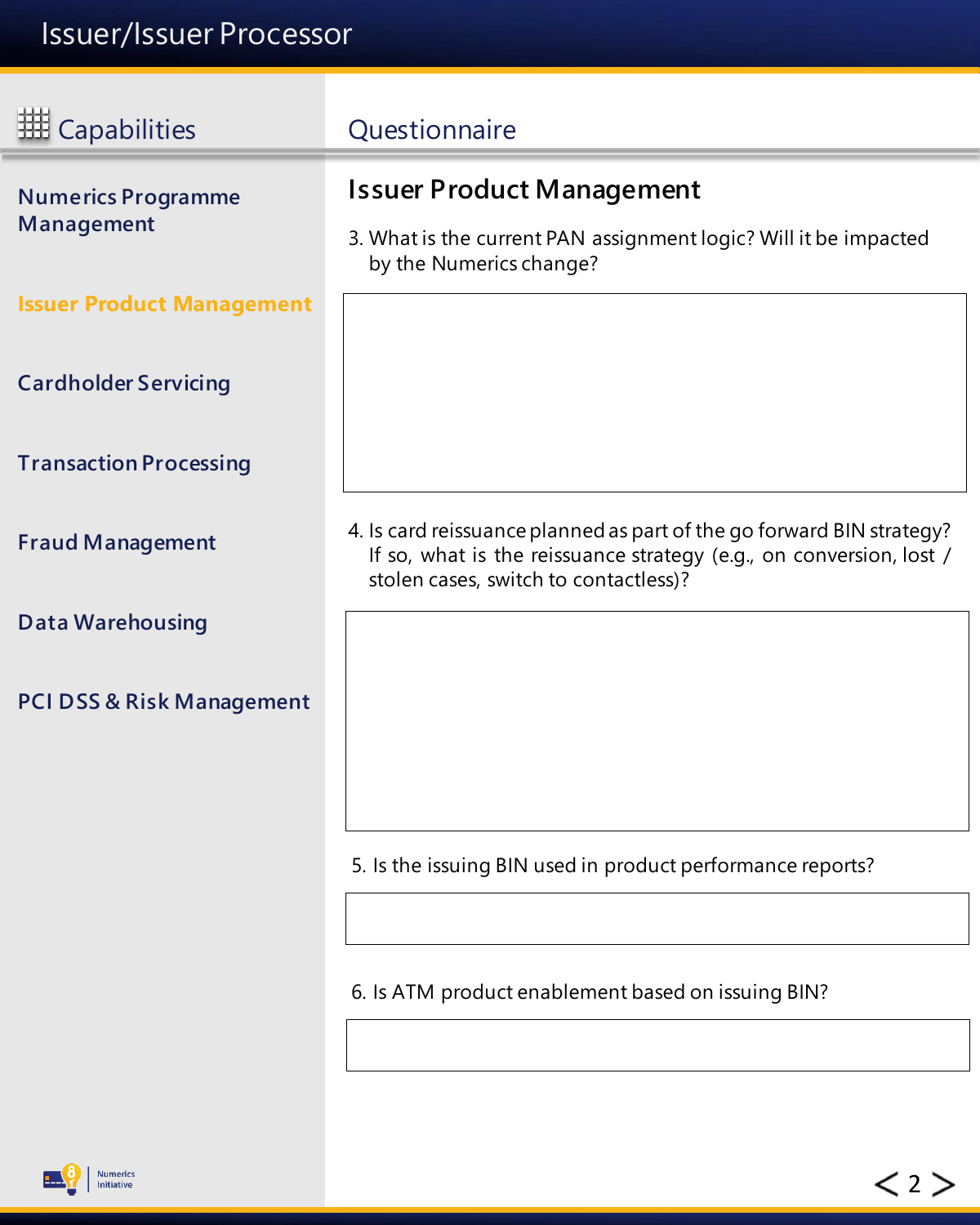# Issuer/Issuer Processor

## Capabilities

- Numerics Programme Management
- **Issuer Product Management**
- Cardholder Servicing
- Transaction Processing
- Fraud Management
- Data Warehousing
- PCI DSS & Risk Management

## Questionnaire

### Issuer Product Management

3. What is the current PAN assignment logic? Will it be impacted by the Numerics change?

4. Is card reissuance planned as part of the go forward BIN strategy? If so, what is the reissuance strategy (e.g., on conversion, lost / stolen cases, switch to contactless)?

5. Is the issuing BIN used in product performance reports?

6. Is ATM product enablement based on issuing BIN?

Numerics Initiative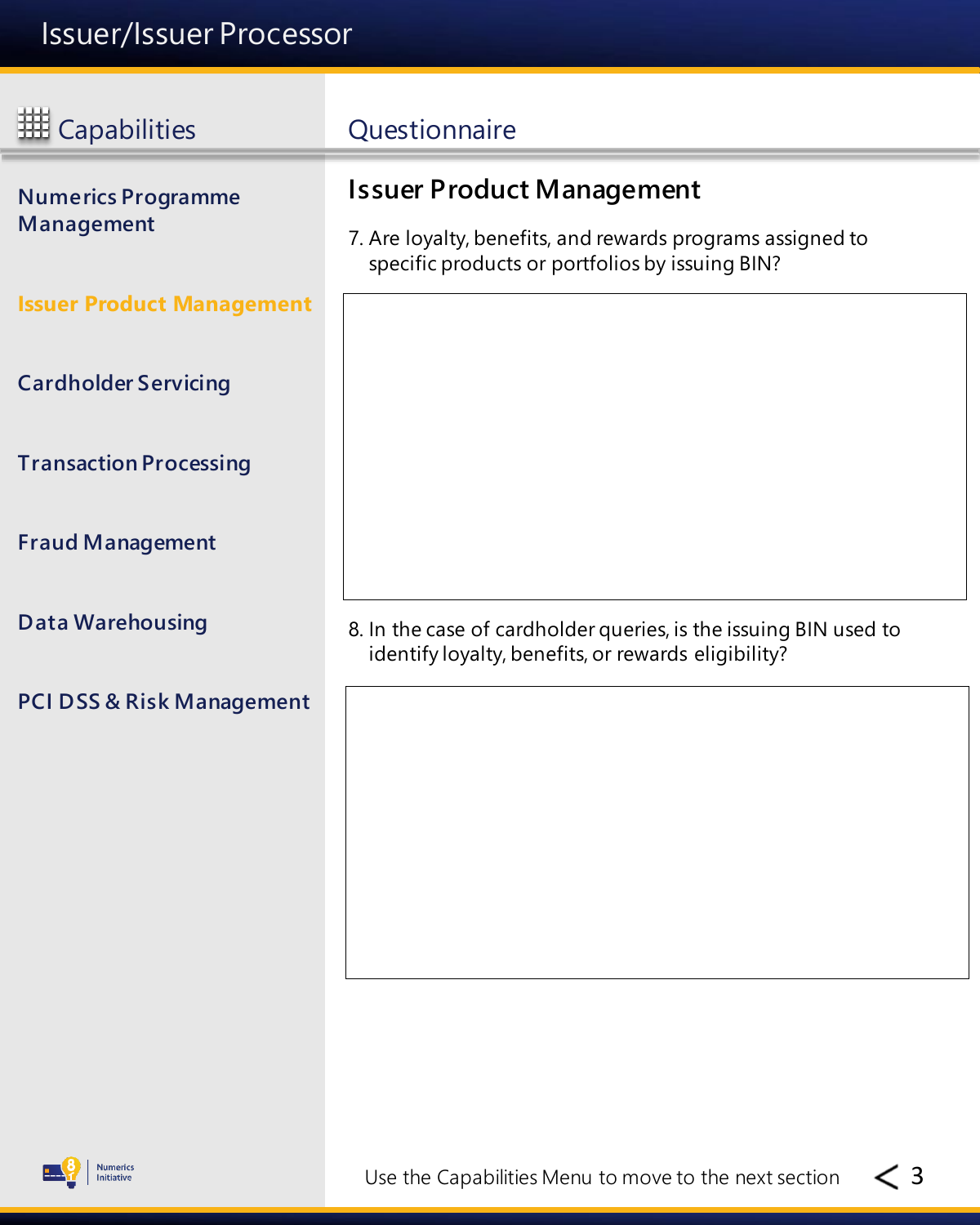# Issuer/Issuer Processor

## Capabilities

- Numerics Programme Management
- **Issuer Product Management**
- Cardholder Servicing
- Transaction Processing
- Fraud Management
- Data Warehousing
- PCI DSS & Risk Management

## Questionnaire

### Issuer Product Management

7. Are loyalty, benefits, and rewards programs assigned to specific products or portfolios by issuing BIN?

8. In the case of cardholder queries, is the issuing BIN used to identify loyalty, benefits, or rewards eligibility?

Use the Capabilities Menu to move to the next section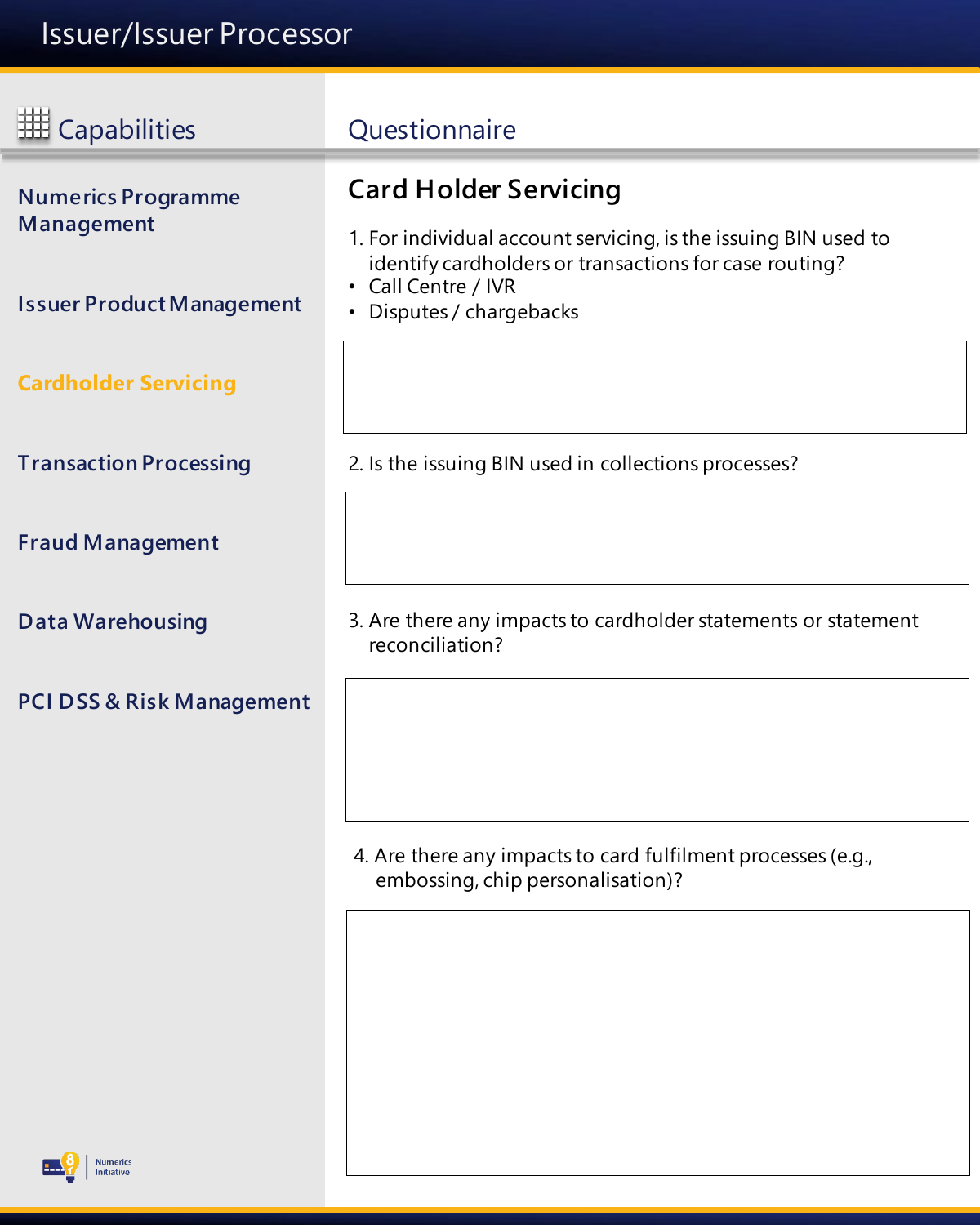# Issuer/Issuer Processor

## Capabilities

- Numerics Programme Management
- Issuer Product Management
- **Cardholder Servicing**
- Transaction Processing
- Fraud Management
- Data Warehousing
- PCI DSS & Risk Management

## Questionnaire

### Card Holder Servicing

1. For individual account servicing, is the issuing BIN used to identify cardholders or transactions for case routing?
   - Call Centre / IVR
   - Disputes / chargebacks

2. Is the issuing BIN used in collections processes?

3. Are there any impacts to cardholder statements or statement reconciliation?

4. Are there any impacts to card fulfilment processes (e.g., embossing, chip personalisation)?

Numerics Initiative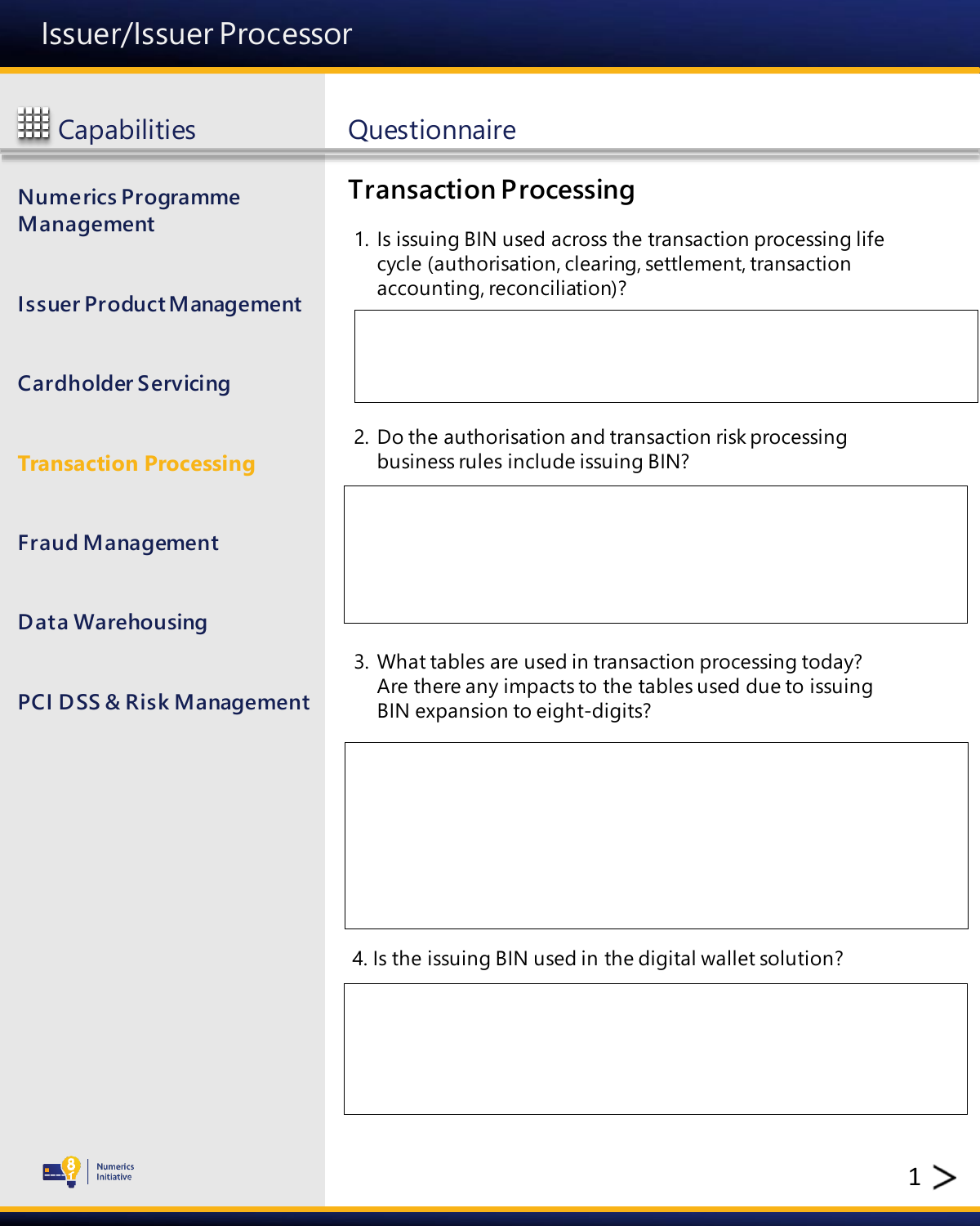# Issuer/Issuer Processor

## Capabilities

- Numerics Programme Management
- Issuer Product Management
- Cardholder Servicing
- **Transaction Processing**
- Fraud Management
- Data Warehousing
- PCI DSS & Risk Management

## Questionnaire

### Transaction Processing

1. Is issuing BIN used across the transaction processing life cycle (authorisation, clearing, settlement, transaction accounting, reconciliation)?

2. Do the authorisation and transaction risk processing business rules include issuing BIN?

3. What tables are used in transaction processing today? Are there any impacts to the tables used due to issuing BIN expansion to eight-digits?

4. Is the issuing BIN used in the digital wallet solution?

Numerics Initiative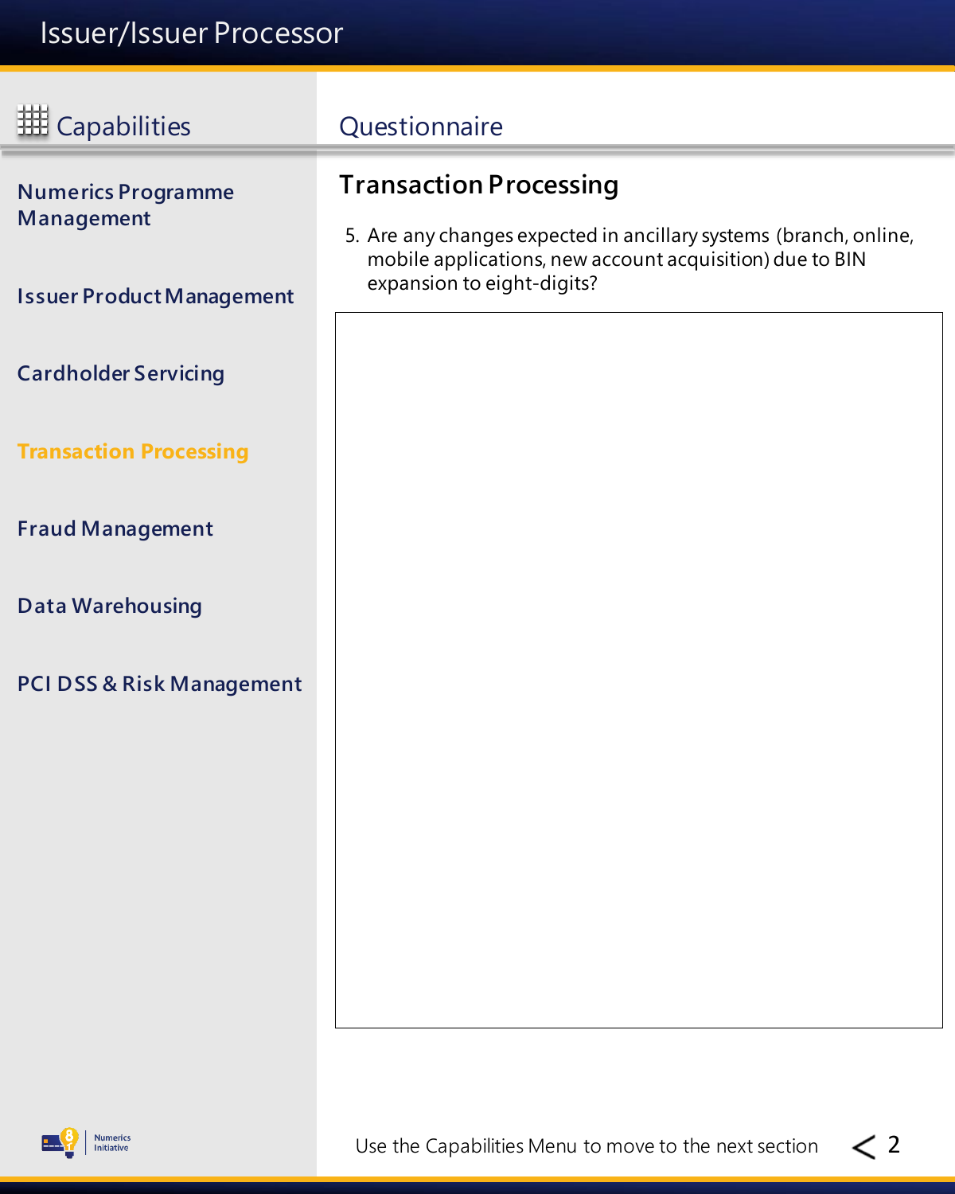# Issuer/Issuer Processor

## Capabilities

- Numerics Programme Management
- Issuer Product Management
- Cardholder Servicing
- **Transaction Processing**
- Fraud Management
- Data Warehousing
- PCI DSS & Risk Management

## Questionnaire

### Transaction Processing

5. Are any changes expected in ancillary systems (branch, online, mobile applications, new account acquisition) due to BIN expansion to eight-digits?

Use the Capabilities Menu to move to the next section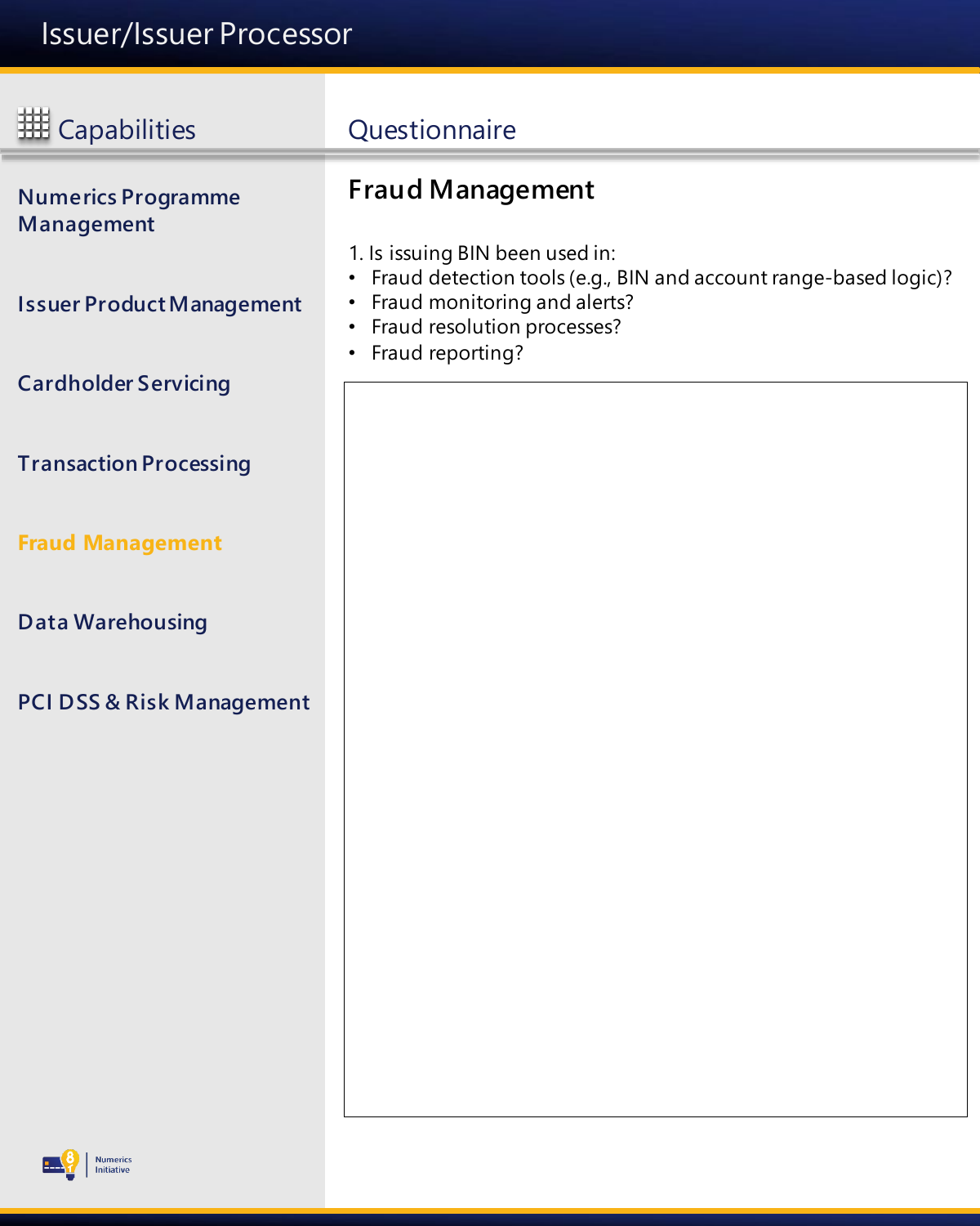# Issuer/Issuer Processor

## Capabilities

- Numerics Programme Management
- Issuer Product Management
- Cardholder Servicing
- Transaction Processing
- **Fraud Management**
- Data Warehousing
- PCI DSS & Risk Management

## Questionnaire

### Fraud Management

1. Is issuing BIN been used in:
- Fraud detection tools (e.g., BIN and account range-based logic)?
- Fraud monitoring and alerts?
- Fraud resolution processes?
- Fraud reporting?

Numerics Initiative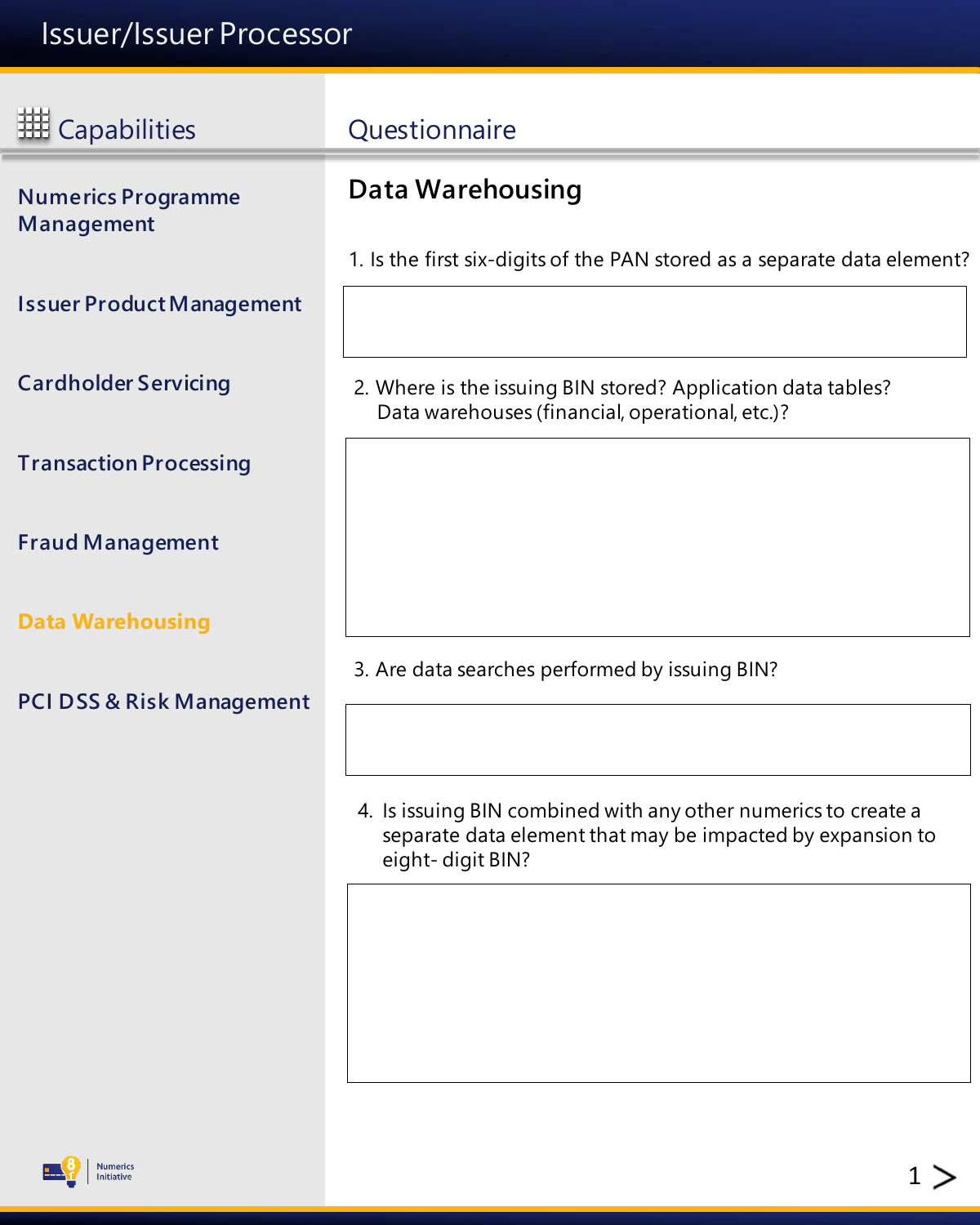# Issuer/Issuer Processor

## Capabilities

- Numerics Programme Management
- Issuer Product Management
- Cardholder Servicing
- Transaction Processing
- Fraud Management
- **Data Warehousing**
- PCI DSS & Risk Management

## Questionnaire

### Data Warehousing

1. Is the first six-digits of the PAN stored as a separate data element?

2. Where is the issuing BIN stored? Application data tables? Data warehouses (financial, operational, etc.)?

3. Are data searches performed by issuing BIN?

4. Is issuing BIN combined with any other numerics to create a separate data element that may be impacted by expansion to eight- digit BIN?

Numerics Initiative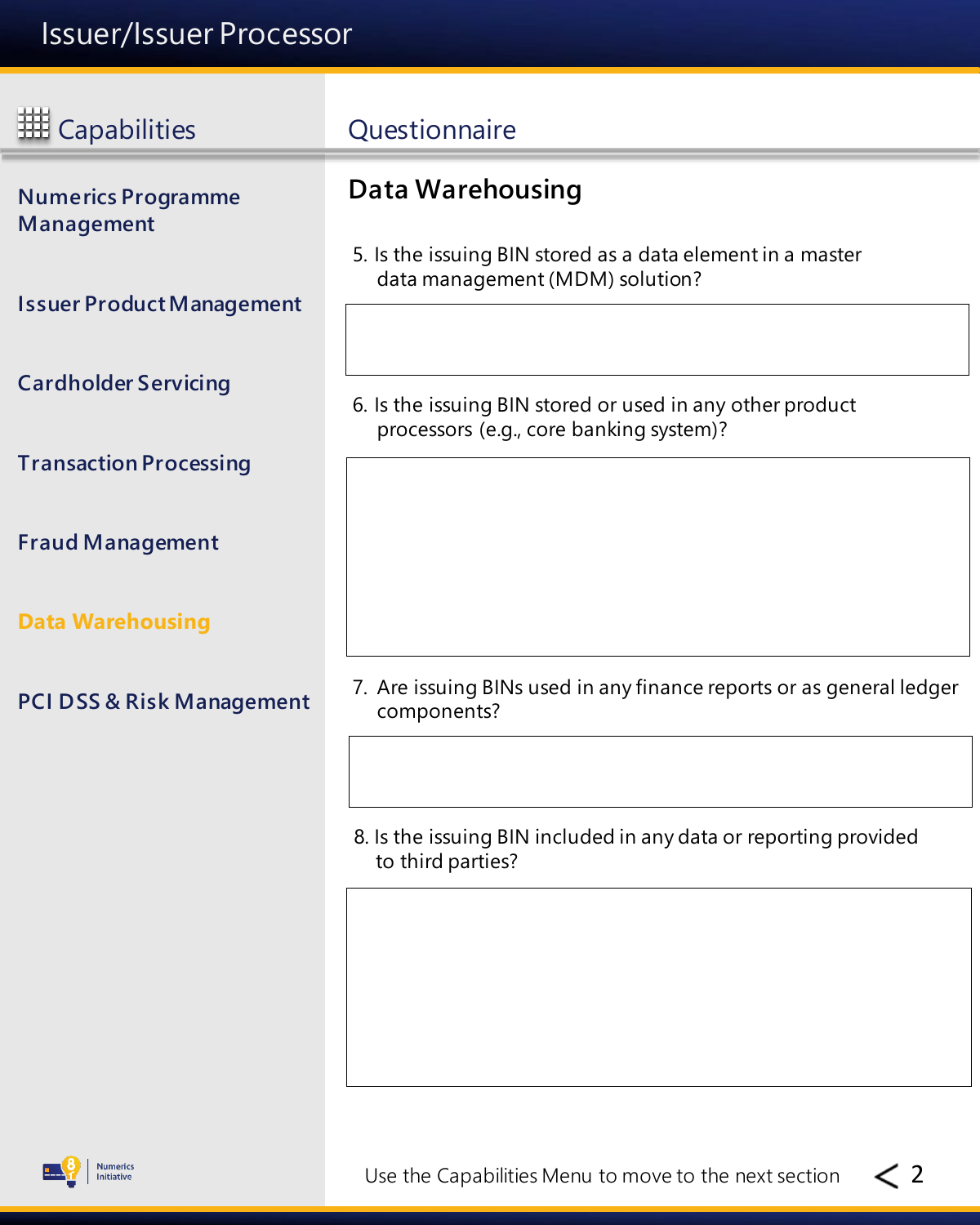# Issuer/Issuer Processor

## Capabilities

- Numerics Programme Management
- Issuer Product Management
- Cardholder Servicing
- Transaction Processing
- Fraud Management
- **Data Warehousing**
- PCI DSS & Risk Management

## Questionnaire

### Data Warehousing

5. Is the issuing BIN stored as a data element in a master data management (MDM) solution?

6. Is the issuing BIN stored or used in any other product processors (e.g., core banking system)?

7. Are issuing BINs used in any finance reports or as general ledger components?

8. Is the issuing BIN included in any data or reporting provided to third parties?

Use the Capabilities Menu to move to the next section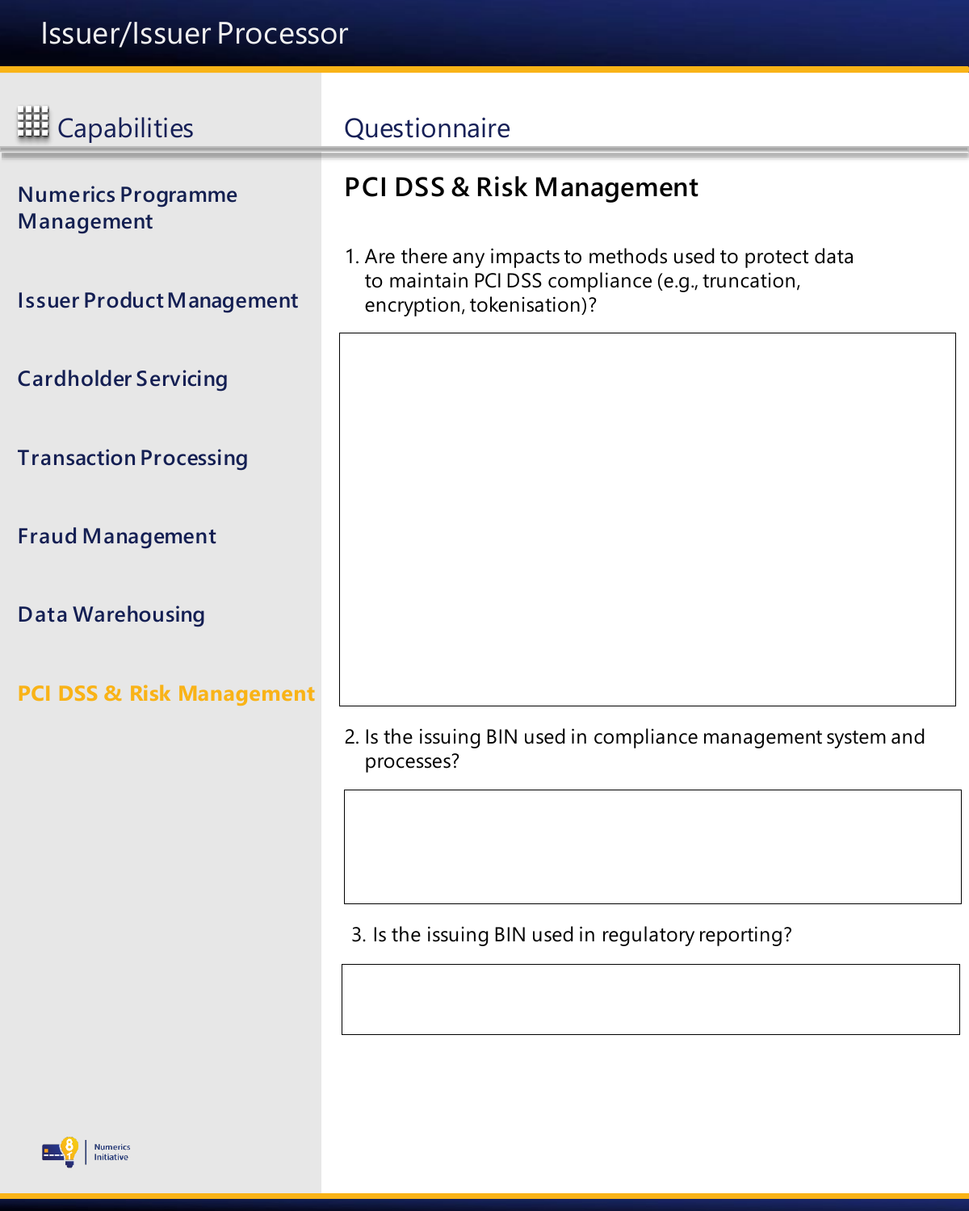# Issuer/Issuer Processor

## Capabilities

- Numerics Programme Management
- Issuer Product Management
- Cardholder Servicing
- Transaction Processing
- Fraud Management
- Data Warehousing
- **PCI DSS & Risk Management**

## Questionnaire

### PCI DSS & Risk Management

1. Are there any impacts to methods used to protect data to maintain PCI DSS compliance (e.g., truncation, encryption, tokenisation)?

2. Is the issuing BIN used in compliance management system and processes?

3. Is the issuing BIN used in regulatory reporting?

Numerics Initiative